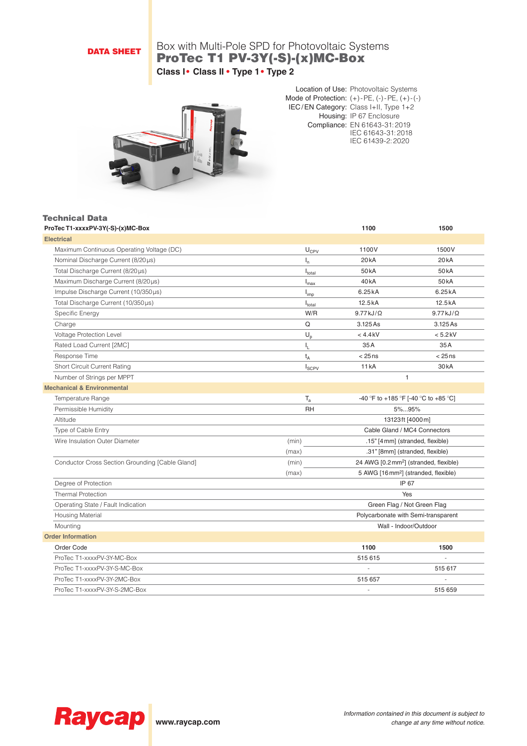**DATA SHEET**

Box with Multi-Pole SPD for Photovoltaic Systems

# ProTec T1 PV-3Y(-S)-(x)MC-Box

**Class I • Class II • Type 1 • Type 2**

Location of Use: Photovoltaic Systems
Mode of Protection: (+)-PE, (-)-PE, (+)-(-)
IEC/EN Category: Class I+II, Type 1+2
Housing: IP 67 Enclosure
Compliance: EN 61643-31:2019
IEC 61643-31:2018
IEC 61439-2:2020

## Technical Data

| ProTec T1-xxxxPV-3Y(-S)-(x)MC-Box | | | 1100 | 1500 |
|---|---|---|---|---|
| **Electrical** | | | | |
| Maximum Continuous Operating Voltage (DC) | | $U_{CPV}$ | 1100V | 1500V |
| Nominal Discharge Current (8/20µs) | | $I_n$ | 20kA | 20kA |
| Total Discharge Current (8/20µs) | | $I_{total}$ | 50kA | 50kA |
| Maximum Discharge Current (8/20µs) | | $I_{max}$ | 40kA | 50kA |
| Impulse Discharge Current (10/350µs) | | $I_{imp}$ | 6.25kA | 6.25kA |
| Total Discharge Current (10/350µs) | | $I_{total}$ | 12.5kA | 12.5kA |
| Specific Energy | | W/R | 9.77kJ/Ω | 9.77kJ/Ω |
| Charge | | Q | 3.125As | 3.125As |
| Voltage Protection Level | | $U_p$ | < 4.4kV | < 5.2kV |
| Rated Load Current [2MC] | | $I_L$ | 35A | 35A |
| Response Time | | $t_A$ | < 25ns | < 25ns |
| Short Circuit Current Rating | | $I_{SCPV}$ | 11kA | 30kA |
| Number of Strings per MPPT | | | 1 | |
| **Mechanical & Environmental** | | | | |
| Temperature Range | | $T_a$ | -40 °F to +185 °F [-40 °C to +85 °C] | |
| Permissible Humidity | | RH | 5%...95% | |
| Altitude | | | 13123ft [4000m] | |
| Type of Cable Entry | | | Cable Gland / MC4 Connectors | |
| Wire Insulation Outer Diameter | (min) | | .15" [4mm] (stranded, flexible) | |
| | (max) | | .31" [8mm] (stranded, flexible) | |
| Conductor Cross Section Grounding [Cable Gland] | (min) | | 24 AWG [0.2mm²] (stranded, flexible) | |
| | (max) | | 5 AWG [16mm²] (stranded, flexible) | |
| Degree of Protection | | | IP 67 | |
| Thermal Protection | | | Yes | |
| Operating State / Fault Indication | | | Green Flag / Not Green Flag | |
| Housing Material | | | Polycarbonate with Semi-transparent | |
| Mounting | | | Wall - Indoor/Outdoor | |
| **Order Information** | | | | |
| Order Code | | | **1100** | **1500** |
| ProTec T1-xxxxPV-3Y-MC-Box | | | 515 615 | - |
| ProTec T1-xxxxPV-3Y-S-MC-Box | | | - | 515 617 |
| ProTec T1-xxxxPV-3Y-2MC-Box | | | 515 657 | - |
| ProTec T1-xxxxPV-3Y-S-2MC-Box | | | - | 515 659 |

**Raycap** www.raycap.com

*Information contained in this document is subject to change at any time without notice.*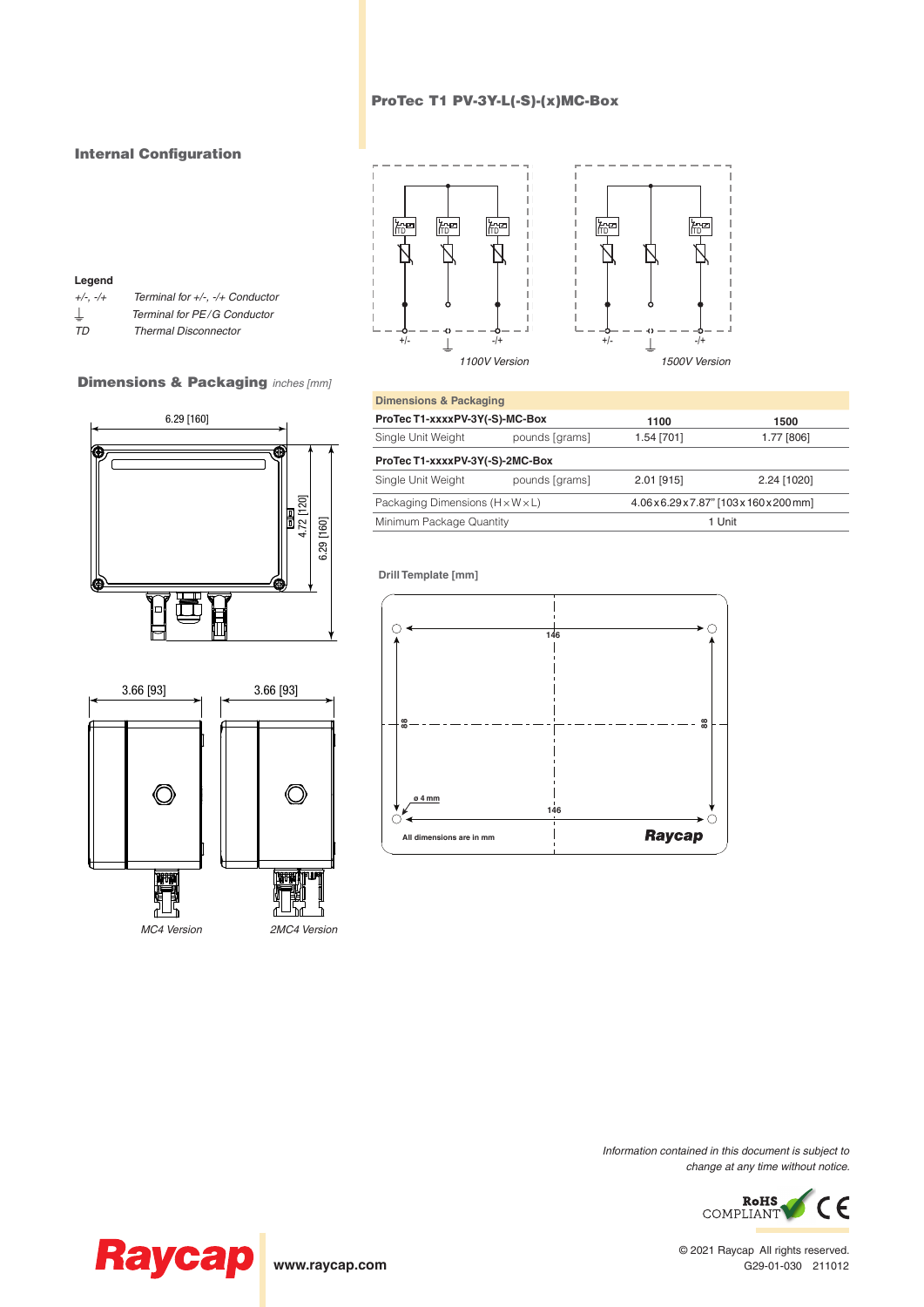## ProTec T1 PV-3Y-L(-S)-(x)MC-Box

### Internal Configuration

+/-

-/+

1100V Version

+/-

-/+

1500V Version

**Legend**

+/-, -/+ Terminal for +/-, -/+ Conductor

⏚ Terminal for PE/G Conductor

TD Thermal Disconnector

### Dimensions & Packaging *inches [mm]*

6.29 [160]

4.72 [120]

6.29 [160]

3.66 [93]

3.66 [93]

MC4 Version

2MC4 Version

| Dimensions & Packaging | | | |
|---|---|---|---|
| **ProTec T1-xxxxPV-3Y(-S)-MC-Box** | | **1100** | **1500** |
| Single Unit Weight | pounds [grams] | 1.54 [701] | 1.77 [806] |
| **ProTec T1-xxxxPV-3Y(-S)-2MC-Box** | | | |
| Single Unit Weight | pounds [grams] | 2.01 [915] | 2.24 [1020] |
| Packaging Dimensions (H x W x L) | | 4.06 x 6.29 x 7.87" [103 x 160 x 200 mm] | |
| Minimum Package Quantity | | 1 Unit | |

**Drill Template [mm]**

146

88

88

ø 4 mm

146

All dimensions are in mm

Raycap

*Information contained in this document is subject to change at any time without notice.*

RoHS COMPLIANT

www.raycap.com

© 2021 Raycap All rights reserved.
G29-01-030 211012